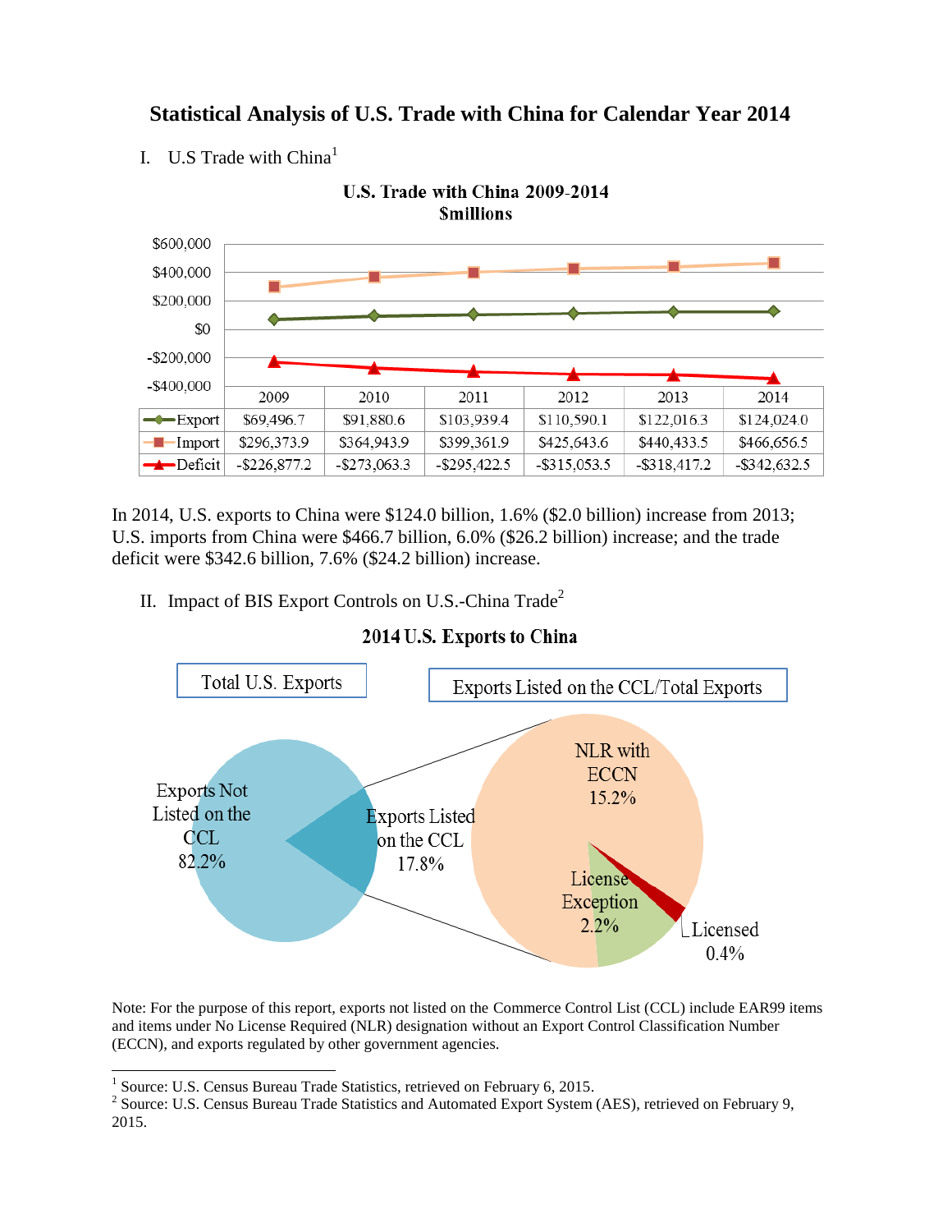# Statistical Analysis of U.S. Trade with China for Calendar Year 2014

I. U.S Trade with China[1]

**U.S. Trade with China 2009-2014**
**$millions**

| | 2009 | 2010 | 2011 | 2012 | 2013 | 2014 |
|---|---|---|---|---|---|---|
| Export | $69,496.7 | $91,880.6 | $103,939.4 | $110,590.1 | $122,016.3 | $124,024.0 |
| Import | $296,373.9 | $364,943.9 | $399,361.9 | $425,643.6 | $440,433.5 | $466,656.5 |
| Deficit | -$226,877.2 | -$273,063.3 | -$295,422.5 | -$315,053.5 | -$318,417.2 | -$342,632.5 |

In 2014, U.S. exports to China were $124.0 billion, 1.6% ($2.0 billion) increase from 2013; U.S. imports from China were $466.7 billion, 6.0% ($26.2 billion) increase; and the trade deficit were $342.6 billion, 7.6% ($24.2 billion) increase.

II. Impact of BIS Export Controls on U.S.-China Trade[2]

**2014 U.S. Exports to China**

Total U.S. Exports

- Exports Not Listed on the CCL 82.2%
- Exports Listed on the CCL 17.8%

Exports Listed on the CCL/Total Exports

- NLR with ECCN 15.2%
- License Exception 2.2%
- Licensed 0.4%

Note: For the purpose of this report, exports not listed on the Commerce Control List (CCL) include EAR99 items and items under No License Required (NLR) designation without an Export Control Classification Number (ECCN), and exports regulated by other government agencies.

[1] Source: U.S. Census Bureau Trade Statistics, retrieved on February 6, 2015.

[2] Source: U.S. Census Bureau Trade Statistics and Automated Export System (AES), retrieved on February 9, 2015.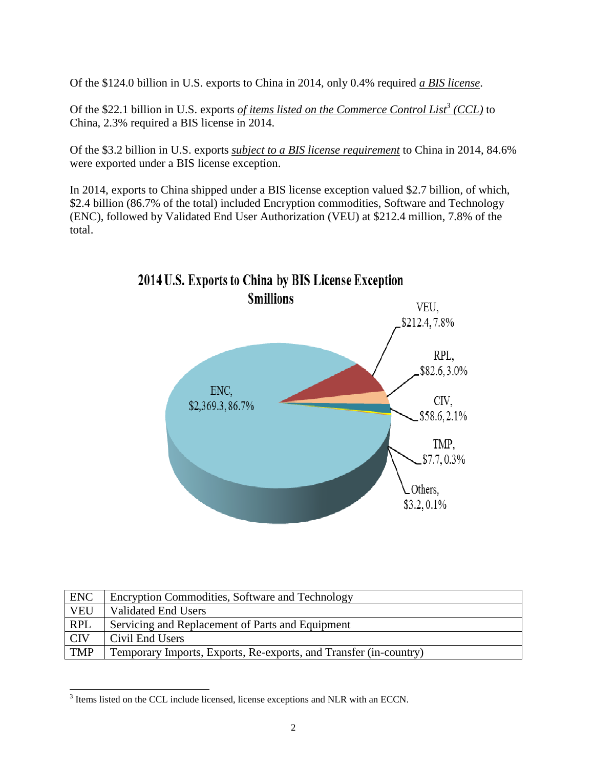Of the $124.0 billion in U.S. exports to China in 2014, only 0.4% required *a BIS license*.

Of the $22.1 billion in U.S. exports *of items listed on the Commerce Control List[3] (CCL)* to China, 2.3% required a BIS license in 2014.

Of the $3.2 billion in U.S. exports *subject to a BIS license requirement* to China in 2014, 84.6% were exported under a BIS license exception.

In 2014, exports to China shipped under a BIS license exception valued $2.7 billion, of which, $2.4 billion (86.7% of the total) included Encryption commodities, Software and Technology (ENC), followed by Validated End User Authorization (VEU) at $212.4 million, 7.8% of the total.

**2014 U.S. Exports to China by BIS License Exception**
**$millions**

ENC, $2,369.3, 86.7%

VEU, $212.4, 7.8%

RPL, $82.6, 3.0%

CIV, $58.6, 2.1%

TMP, $7.7, 0.3%

Others, $3.2, 0.1%

| ENC | Encryption Commodities, Software and Technology |
|---|---|
| VEU | Validated End Users |
| RPL | Servicing and Replacement of Parts and Equipment |
| CIV | Civil End Users |
| TMP | Temporary Imports, Exports, Re-exports, and Transfer (in-country) |

[3] Items listed on the CCL include licensed, license exceptions and NLR with an ECCN.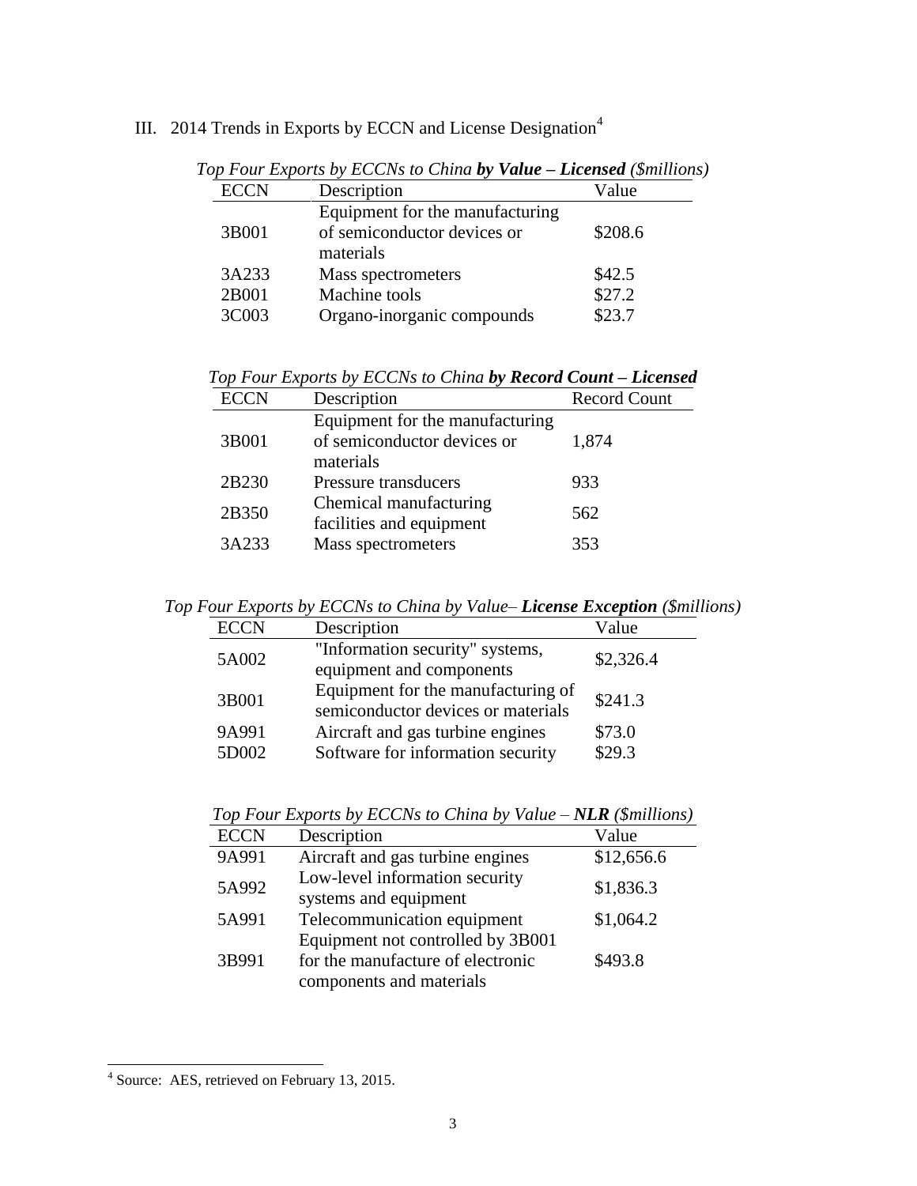## III. 2014 Trends in Exports by ECCN and License Designation[4]

*Top Four Exports by ECCNs to China* ***by Value – Licensed*** *($millions)*

| ECCN | Description | Value |
|---|---|---|
| 3B001 | Equipment for the manufacturing of semiconductor devices or materials | $208.6 |
| 3A233 | Mass spectrometers | $42.5 |
| 2B001 | Machine tools | $27.2 |
| 3C003 | Organo-inorganic compounds | $23.7 |

*Top Four Exports by ECCNs to China* ***by Record Count – Licensed***

| ECCN | Description | Record Count |
|---|---|---|
| 3B001 | Equipment for the manufacturing of semiconductor devices or materials | 1,874 |
| 2B230 | Pressure transducers | 933 |
| 2B350 | Chemical manufacturing facilities and equipment | 562 |
| 3A233 | Mass spectrometers | 353 |

*Top Four Exports by ECCNs to China by Value–* ***License Exception*** *($millions)*

| ECCN | Description | Value |
|---|---|---|
| 5A002 | "Information security" systems, equipment and components | $2,326.4 |
| 3B001 | Equipment for the manufacturing of semiconductor devices or materials | $241.3 |
| 9A991 | Aircraft and gas turbine engines | $73.0 |
| 5D002 | Software for information security | $29.3 |

*Top Four Exports by ECCNs to China by Value –* ***NLR*** *($millions)*

| ECCN | Description | Value |
|---|---|---|
| 9A991 | Aircraft and gas turbine engines | $12,656.6 |
| 5A992 | Low-level information security systems and equipment | $1,836.3 |
| 5A991 | Telecommunication equipment | $1,064.2 |
| 3B991 | Equipment not controlled by 3B001 for the manufacture of electronic components and materials | $493.8 |

[4] Source: AES, retrieved on February 13, 2015.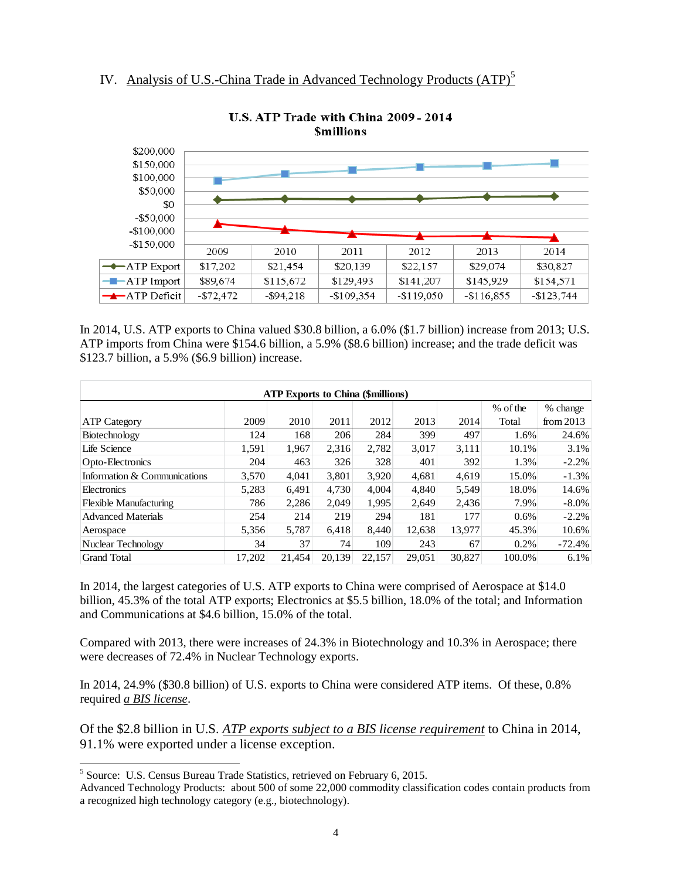## IV. Analysis of U.S.-China Trade in Advanced Technology Products (ATP)[5]

**U.S. ATP Trade with China 2009 - 2014**
**$millions**

| | 2009 | 2010 | 2011 | 2012 | 2013 | 2014 |
|---|---|---|---|---|---|---|
| ATP Export | $17,202 | $21,454 | $20,139 | $22,157 | $29,074 | $30,827 |
| ATP Import | $89,674 | $115,672 | $129,493 | $141,207 | $145,929 | $154,571 |
| ATP Deficit | -$72,472 | -$94,218 | -$109,354 | -$119,050 | -$116,855 | -$123,744 |

In 2014, U.S. ATP exports to China valued $30.8 billion, a 6.0% ($1.7 billion) increase from 2013; U.S. ATP imports from China were $154.6 billion, a 5.9% ($8.6 billion) increase; and the trade deficit was $123.7 billion, a 5.9% ($6.9 billion) increase.

**ATP Exports to China ($millions)**

| ATP Category | 2009 | 2010 | 2011 | 2012 | 2013 | 2014 | % of the Total | % change from 2013 |
|---|---|---|---|---|---|---|---|---|
| Biotechnology | 124 | 168 | 206 | 284 | 399 | 497 | 1.6% | 24.6% |
| Life Science | 1,591 | 1,967 | 2,316 | 2,782 | 3,017 | 3,111 | 10.1% | 3.1% |
| Opto-Electronics | 204 | 463 | 326 | 328 | 401 | 392 | 1.3% | -2.2% |
| Information & Communications | 3,570 | 4,041 | 3,801 | 3,920 | 4,681 | 4,619 | 15.0% | -1.3% |
| Electronics | 5,283 | 6,491 | 4,730 | 4,004 | 4,840 | 5,549 | 18.0% | 14.6% |
| Flexible Manufacturing | 786 | 2,286 | 2,049 | 1,995 | 2,649 | 2,436 | 7.9% | -8.0% |
| Advanced Materials | 254 | 214 | 219 | 294 | 181 | 177 | 0.6% | -2.2% |
| Aerospace | 5,356 | 5,787 | 6,418 | 8,440 | 12,638 | 13,977 | 45.3% | 10.6% |
| Nuclear Technology | 34 | 37 | 74 | 109 | 243 | 67 | 0.2% | -72.4% |
| Grand Total | 17,202 | 21,454 | 20,139 | 22,157 | 29,051 | 30,827 | 100.0% | 6.1% |

In 2014, the largest categories of U.S. ATP exports to China were comprised of Aerospace at $14.0 billion, 45.3% of the total ATP exports; Electronics at $5.5 billion, 18.0% of the total; and Information and Communications at $4.6 billion, 15.0% of the total.

Compared with 2013, there were increases of 24.3% in Biotechnology and 10.3% in Aerospace; there were decreases of 72.4% in Nuclear Technology exports.

In 2014, 24.9% ($30.8 billion) of U.S. exports to China were considered ATP items. Of these, 0.8% required *a BIS license*.

Of the $2.8 billion in U.S. *ATP exports subject to a BIS license requirement* to China in 2014, 91.1% were exported under a license exception.

[5] Source: U.S. Census Bureau Trade Statistics, retrieved on February 6, 2015.
Advanced Technology Products: about 500 of some 22,000 commodity classification codes contain products from a recognized high technology category (e.g., biotechnology).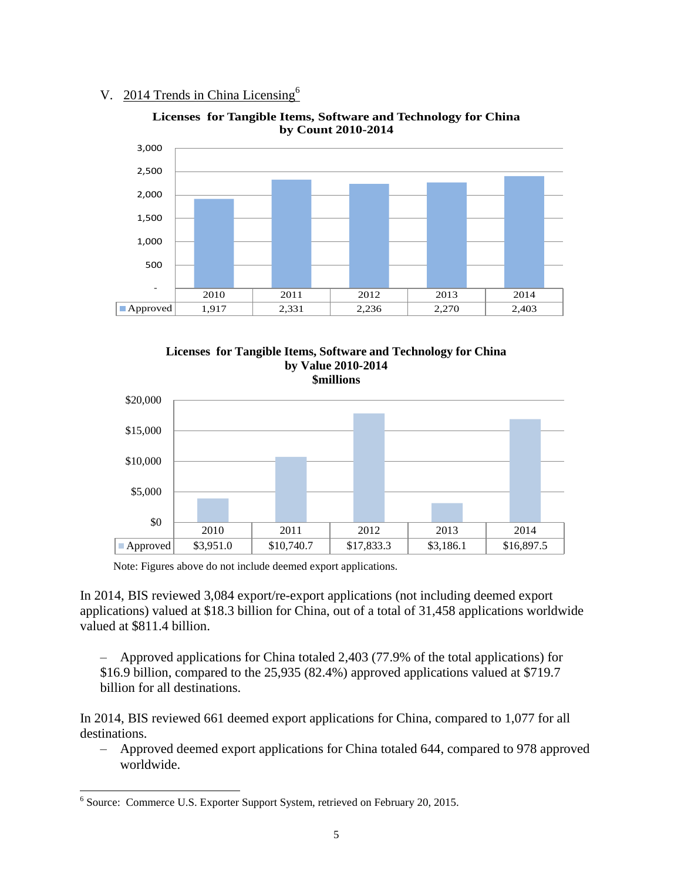## V. 2014 Trends in China Licensing[6]

**Licenses for Tangible Items, Software and Technology for China by Count 2010-2014**

3,000
2,500
2,000
1,500
1,000
500
-

2010 2011 2012 2013 2014

Approved 1,917 2,331 2,236 2,270 2,403

**Licenses for Tangible Items, Software and Technology for China by Value 2010-2014 $millions**

$20,000
$15,000
$10,000
$5,000
$0

2010 2011 2012 2013 2014

Approved $3,951.0 $10,740.7 $17,833.3 $3,186.1 $16,897.5

Note: Figures above do not include deemed export applications.

In 2014, BIS reviewed 3,084 export/re-export applications (not including deemed export applications) valued at $18.3 billion for China, out of a total of 31,458 applications worldwide valued at $811.4 billion.

– Approved applications for China totaled 2,403 (77.9% of the total applications) for $16.9 billion, compared to the 25,935 (82.4%) approved applications valued at $719.7 billion for all destinations.

In 2014, BIS reviewed 661 deemed export applications for China, compared to 1,077 for all destinations.

– Approved deemed export applications for China totaled 644, compared to 978 approved worldwide.

[6] Source: Commerce U.S. Exporter Support System, retrieved on February 20, 2015.